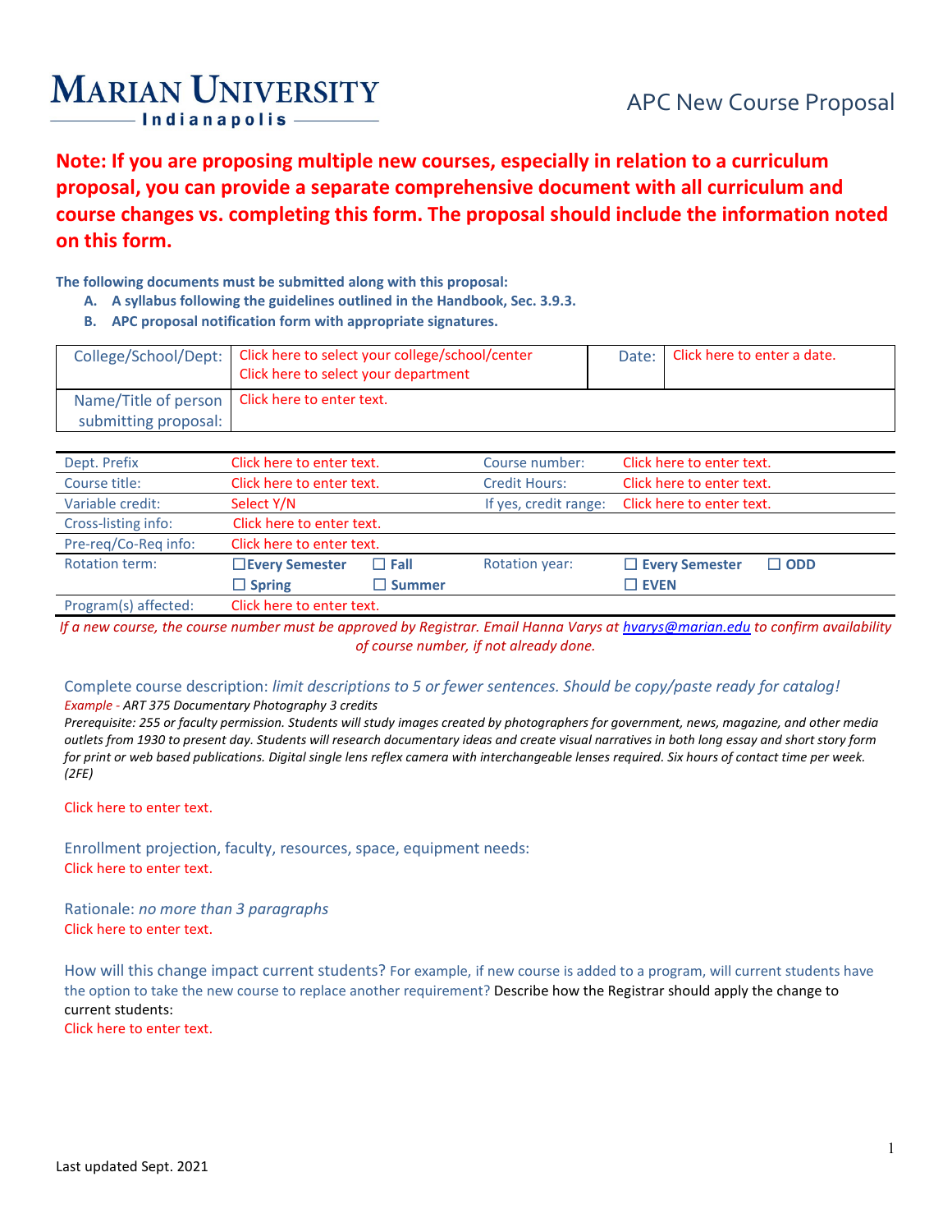# MARIAN UNIVERSITY Indianapolis

## APC New Course Proposal

**Note: If you are proposing multiple new courses, especially in relation to a curriculum proposal, you can provide a separate comprehensive document with all curriculum and course changes vs. completing this form. The proposal should include the information noted on this form.**

**The following documents must be submitted along with this proposal:**

- **A. A syllabus following the guidelines outlined in the Handbook, Sec. 3.9.3.**
- **B. APC proposal notification form with appropriate signatures.**

| College/School/Dept: | Click here to select your college/school/center<br>Click here to select your department | Date: | Click here to enter a date. |
|---|---|---|---|
| Name/Title of person submitting proposal: | Click here to enter text. | | |

| Dept. Prefix | Click here to enter text. | Course number: | Click here to enter text. |
|---|---|---|---|
| Course title: | Click here to enter text. | Credit Hours: | Click here to enter text. |
| Variable credit: | Select Y/N | If yes, credit range: | Click here to enter text. |
| Cross-listing info: | Click here to enter text. | | |
| Pre-req/Co-Req info: | Click here to enter text. | | |
| Rotation term: | ☐ Every Semester ☐ Fall ☐ Spring ☐ Summer | Rotation year: | ☐ Every Semester ☐ ODD ☐ EVEN |
| Program(s) affected: | Click here to enter text. | | |

*If a new course, the course number must be approved by Registrar. Email Hanna Varys at hvarys@marian.edu to confirm availability of course number, if not already done.*

Complete course description: *limit descriptions to 5 or fewer sentences. Should be copy/paste ready for catalog!*

*Example - ART 375 Documentary Photography 3 credits*
*Prerequisite: 255 or faculty permission. Students will study images created by photographers for government, news, magazine, and other media outlets from 1930 to present day. Students will research documentary ideas and create visual narratives in both long essay and short story form for print or web based publications. Digital single lens reflex camera with interchangeable lenses required. Six hours of contact time per week. (2FE)*

Click here to enter text.

Enrollment projection, faculty, resources, space, equipment needs:
Click here to enter text.

Rationale: *no more than 3 paragraphs*
Click here to enter text.

How will this change impact current students? For example, if new course is added to a program, will current students have the option to take the new course to replace another requirement? Describe how the Registrar should apply the change to current students:
Click here to enter text.

Last updated Sept. 2021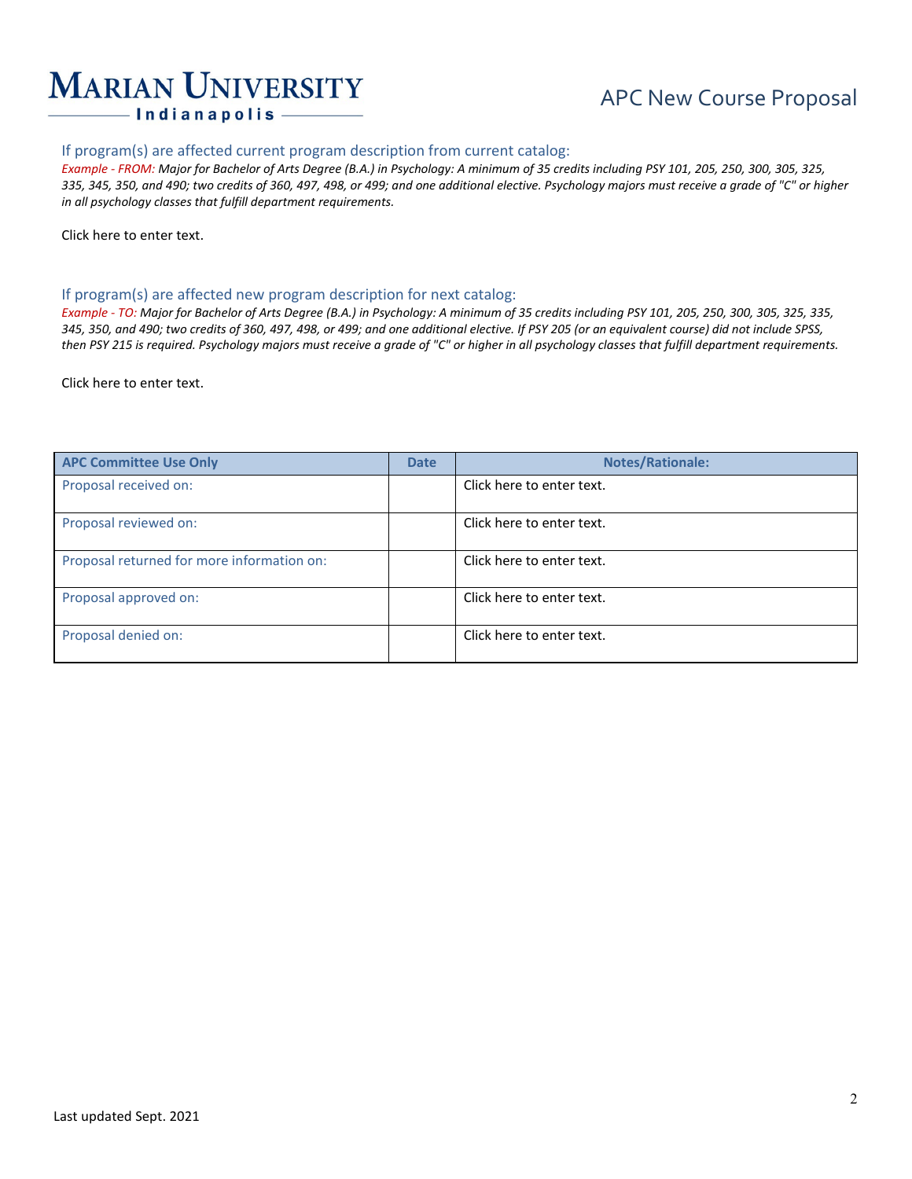If program(s) are affected current program description from current catalog:

*Example - FROM: Major for Bachelor of Arts Degree (B.A.) in Psychology: A minimum of 35 credits including PSY 101, 205, 250, 300, 305, 325, 335, 345, 350, and 490; two credits of 360, 497, 498, or 499; and one additional elective. Psychology majors must receive a grade of "C" or higher in all psychology classes that fulfill department requirements.*

Click here to enter text.

If program(s) are affected new program description for next catalog:

*Example - TO: Major for Bachelor of Arts Degree (B.A.) in Psychology: A minimum of 35 credits including PSY 101, 205, 250, 300, 305, 325, 335, 345, 350, and 490; two credits of 360, 497, 498, or 499; and one additional elective. If PSY 205 (or an equivalent course) did not include SPSS, then PSY 215 is required. Psychology majors must receive a grade of "C" or higher in all psychology classes that fulfill department requirements.*

Click here to enter text.

| APC Committee Use Only | Date | Notes/Rationale: |
| --- | --- | --- |
| Proposal received on: | | Click here to enter text. |
| Proposal reviewed on: | | Click here to enter text. |
| Proposal returned for more information on: | | Click here to enter text. |
| Proposal approved on: | | Click here to enter text. |
| Proposal denied on: | | Click here to enter text. |

Last updated Sept. 2021